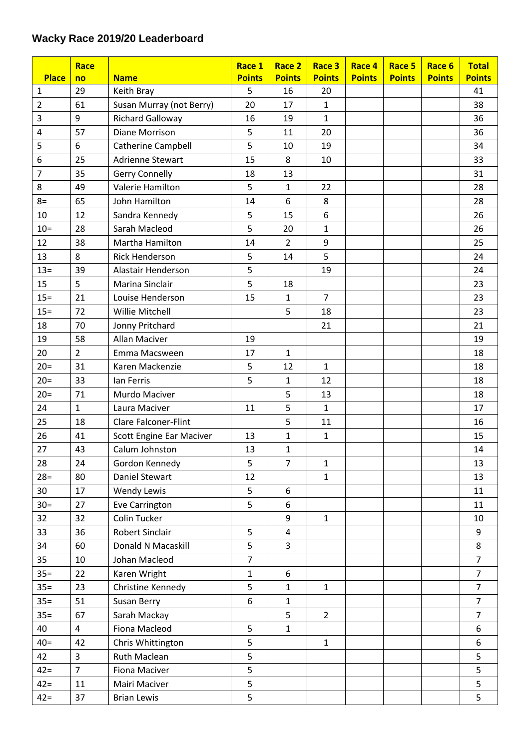## Wacky Race 2019/20 Leaderboard

| Place | Race no | Name | Race 1 Points | Race 2 Points | Race 3 Points | Race 4 Points | Race 5 Points | Race 6 Points | Total Points |
|---|---|---|---|---|---|---|---|---|---|
| 1 | 29 | Keith Bray | 5 | 16 | 20 | | | | 41 |
| 2 | 61 | Susan Murray (not Berry) | 20 | 17 | 1 | | | | 38 |
| 3 | 9 | Richard Galloway | 16 | 19 | 1 | | | | 36 |
| 4 | 57 | Diane Morrison | 5 | 11 | 20 | | | | 36 |
| 5 | 6 | Catherine Campbell | 5 | 10 | 19 | | | | 34 |
| 6 | 25 | Adrienne Stewart | 15 | 8 | 10 | | | | 33 |
| 7 | 35 | Gerry Connelly | 18 | 13 | | | | | 31 |
| 8 | 49 | Valerie Hamilton | 5 | 1 | 22 | | | | 28 |
| 8= | 65 | John Hamilton | 14 | 6 | 8 | | | | 28 |
| 10 | 12 | Sandra Kennedy | 5 | 15 | 6 | | | | 26 |
| 10= | 28 | Sarah Macleod | 5 | 20 | 1 | | | | 26 |
| 12 | 38 | Martha Hamilton | 14 | 2 | 9 | | | | 25 |
| 13 | 8 | Rick Henderson | 5 | 14 | 5 | | | | 24 |
| 13= | 39 | Alastair Henderson | 5 | | 19 | | | | 24 |
| 15 | 5 | Marina Sinclair | 5 | 18 | | | | | 23 |
| 15= | 21 | Louise Henderson | 15 | 1 | 7 | | | | 23 |
| 15= | 72 | Willie Mitchell | | 5 | 18 | | | | 23 |
| 18 | 70 | Jonny Pritchard | | | 21 | | | | 21 |
| 19 | 58 | Allan Maciver | 19 | | | | | | 19 |
| 20 | 2 | Emma Macsween | 17 | 1 | | | | | 18 |
| 20= | 31 | Karen Mackenzie | 5 | 12 | 1 | | | | 18 |
| 20= | 33 | Ian Ferris | 5 | 1 | 12 | | | | 18 |
| 20= | 71 | Murdo Maciver | | 5 | 13 | | | | 18 |
| 24 | 1 | Laura Maciver | 11 | 5 | 1 | | | | 17 |
| 25 | 18 | Clare Falconer-Flint | | 5 | 11 | | | | 16 |
| 26 | 41 | Scott Engine Ear Maciver | 13 | 1 | 1 | | | | 15 |
| 27 | 43 | Calum Johnston | 13 | 1 | | | | | 14 |
| 28 | 24 | Gordon Kennedy | 5 | 7 | 1 | | | | 13 |
| 28= | 80 | Daniel Stewart | 12 | | 1 | | | | 13 |
| 30 | 17 | Wendy Lewis | 5 | 6 | | | | | 11 |
| 30= | 27 | Eve Carrington | 5 | 6 | | | | | 11 |
| 32 | 32 | Colin Tucker | | 9 | 1 | | | | 10 |
| 33 | 36 | Robert Sinclair | 5 | 4 | | | | | 9 |
| 34 | 60 | Donald N Macaskill | 5 | 3 | | | | | 8 |
| 35 | 10 | Johan Macleod | 7 | | | | | | 7 |
| 35= | 22 | Karen Wright | 1 | 6 | | | | | 7 |
| 35= | 23 | Christine Kennedy | 5 | 1 | 1 | | | | 7 |
| 35= | 51 | Susan Berry | 6 | 1 | | | | | 7 |
| 35= | 67 | Sarah Mackay | | 5 | 2 | | | | 7 |
| 40 | 4 | Fiona Macleod | 5 | 1 | | | | | 6 |
| 40= | 42 | Chris Whittington | 5 | | 1 | | | | 6 |
| 42 | 3 | Ruth Maclean | 5 | | | | | | 5 |
| 42= | 7 | Fiona Maciver | 5 | | | | | | 5 |
| 42= | 11 | Mairi Maciver | 5 | | | | | | 5 |
| 42= | 37 | Brian Lewis | 5 | | | | | | 5 |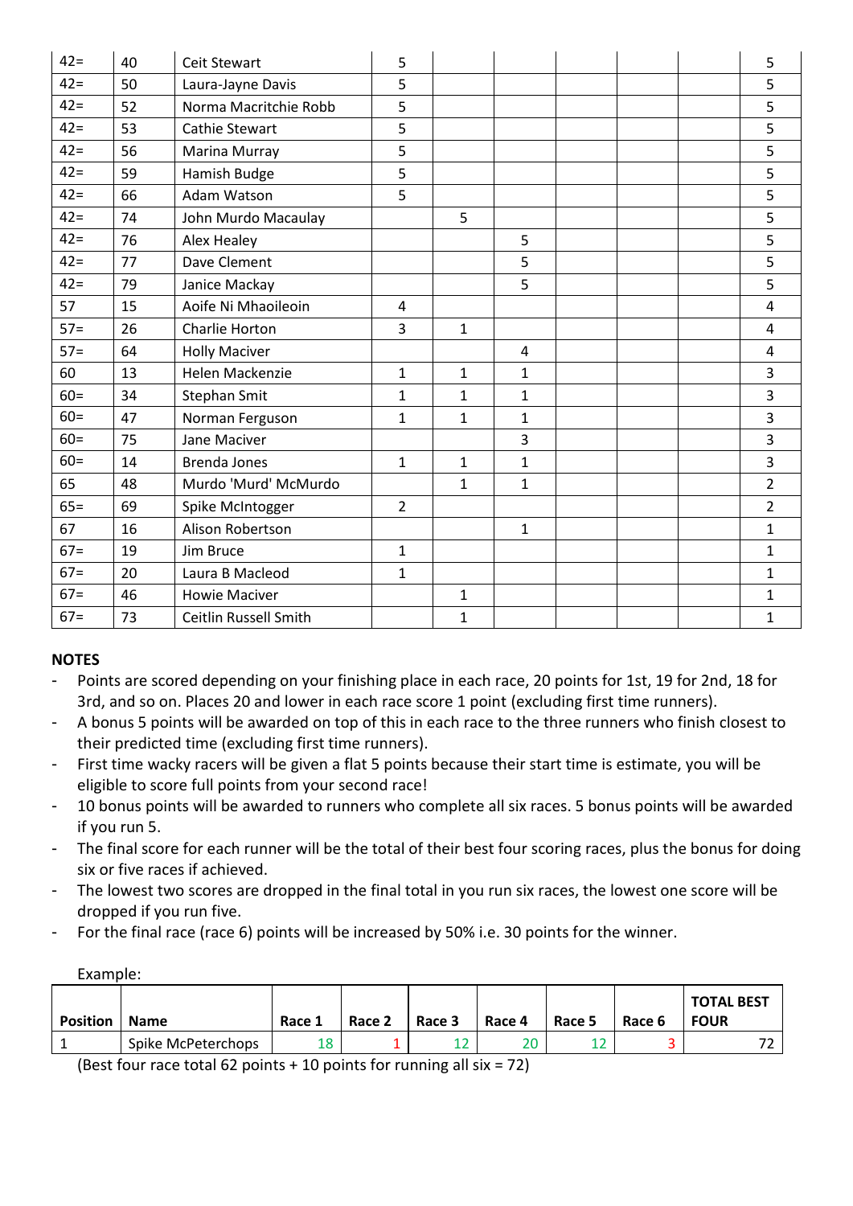| | | | | | | | | | |
|---|---|---|---|---|---|---|---|---|---|
| 42= | 40 | Ceit Stewart | 5 | | | | | | 5 |
| 42= | 50 | Laura-Jayne Davis | 5 | | | | | | 5 |
| 42= | 52 | Norma Macritchie Robb | 5 | | | | | | 5 |
| 42= | 53 | Cathie Stewart | 5 | | | | | | 5 |
| 42= | 56 | Marina Murray | 5 | | | | | | 5 |
| 42= | 59 | Hamish Budge | 5 | | | | | | 5 |
| 42= | 66 | Adam Watson | 5 | | | | | | 5 |
| 42= | 74 | John Murdo Macaulay | | 5 | | | | | 5 |
| 42= | 76 | Alex Healey | | | 5 | | | | 5 |
| 42= | 77 | Dave Clement | | | 5 | | | | 5 |
| 42= | 79 | Janice Mackay | | | 5 | | | | 5 |
| 57 | 15 | Aoife Ni Mhaoileoin | 4 | | | | | | 4 |
| 57= | 26 | Charlie Horton | 3 | 1 | | | | | 4 |
| 57= | 64 | Holly Maciver | | | 4 | | | | 4 |
| 60 | 13 | Helen Mackenzie | 1 | 1 | 1 | | | | 3 |
| 60= | 34 | Stephan Smit | 1 | 1 | 1 | | | | 3 |
| 60= | 47 | Norman Ferguson | 1 | 1 | 1 | | | | 3 |
| 60= | 75 | Jane Maciver | | | 3 | | | | 3 |
| 60= | 14 | Brenda Jones | 1 | 1 | 1 | | | | 3 |
| 65 | 48 | Murdo 'Murd' McMurdo | | 1 | 1 | | | | 2 |
| 65= | 69 | Spike McIntogger | 2 | | | | | | 2 |
| 67 | 16 | Alison Robertson | | | 1 | | | | 1 |
| 67= | 19 | Jim Bruce | 1 | | | | | | 1 |
| 67= | 20 | Laura B Macleod | 1 | | | | | | 1 |
| 67= | 46 | Howie Maciver | | 1 | | | | | 1 |
| 67= | 73 | Ceitlin Russell Smith | | 1 | | | | | 1 |

**NOTES**

- Points are scored depending on your finishing place in each race, 20 points for 1st, 19 for 2nd, 18 for 3rd, and so on. Places 20 and lower in each race score 1 point (excluding first time runners).
- A bonus 5 points will be awarded on top of this in each race to the three runners who finish closest to their predicted time (excluding first time runners).
- First time wacky racers will be given a flat 5 points because their start time is estimate, you will be eligible to score full points from your second race!
- 10 bonus points will be awarded to runners who complete all six races. 5 bonus points will be awarded if you run 5.
- The final score for each runner will be the total of their best four scoring races, plus the bonus for doing six or five races if achieved.
- The lowest two scores are dropped in the final total in you run six races, the lowest one score will be dropped if you run five.
- For the final race (race 6) points will be increased by 50% i.e. 30 points for the winner.

Example:

| Position | Name | Race 1 | Race 2 | Race 3 | Race 4 | Race 5 | Race 6 | TOTAL BEST FOUR |
|---|---|---|---|---|---|---|---|---|
| 1 | Spike McPeterchops | 18 | 1 | 12 | 20 | 12 | 3 | 72 |

(Best four race total 62 points + 10 points for running all six = 72)